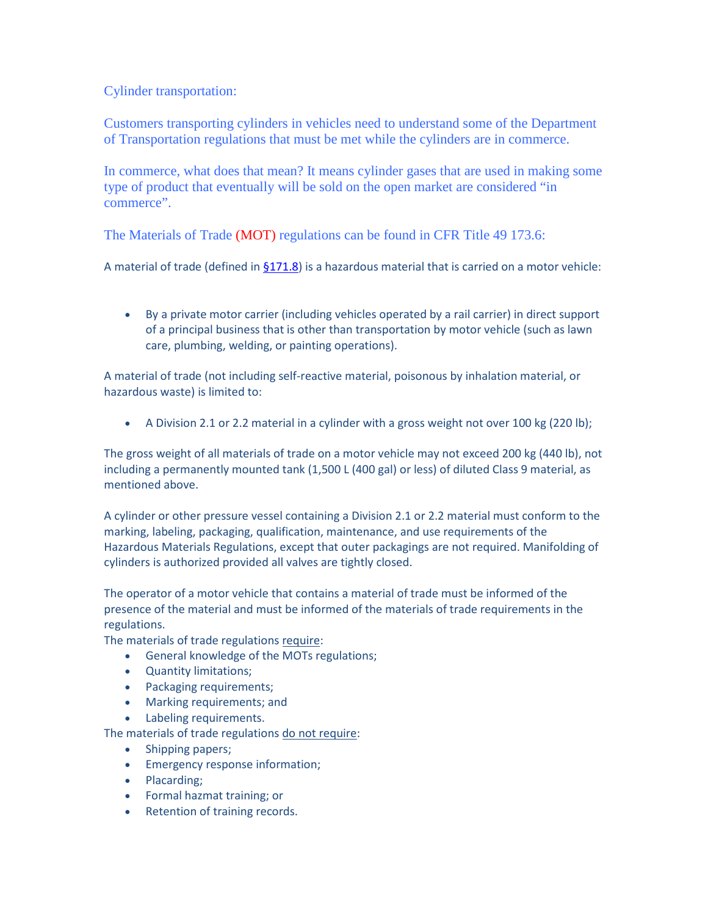## Cylinder transportation:

Customers transporting cylinders in vehicles need to understand some of the Department of Transportation regulations that must be met while the cylinders are in commerce.

In commerce, what does that mean? It means cylinder gases that are used in making some type of product that eventually will be sold on the open market are considered "in commerce".

The Materials of Trade (MOT) regulations can be found in CFR Title 49 173.6:

A material of trade (defined in §171.8) is a hazardous material that is carried on a motor vehicle:

- By a private motor carrier (including vehicles operated by a rail carrier) in direct support of a principal business that is other than transportation by motor vehicle (such as lawn care, plumbing, welding, or painting operations).

A material of trade (not including self-reactive material, poisonous by inhalation material, or hazardous waste) is limited to:

- A Division 2.1 or 2.2 material in a cylinder with a gross weight not over 100 kg (220 lb);

The gross weight of all materials of trade on a motor vehicle may not exceed 200 kg (440 lb), not including a permanently mounted tank (1,500 L (400 gal) or less) of diluted Class 9 material, as mentioned above.

A cylinder or other pressure vessel containing a Division 2.1 or 2.2 material must conform to the marking, labeling, packaging, qualification, maintenance, and use requirements of the Hazardous Materials Regulations, except that outer packagings are not required. Manifolding of cylinders is authorized provided all valves are tightly closed.

The operator of a motor vehicle that contains a material of trade must be informed of the presence of the material and must be informed of the materials of trade requirements in the regulations.

The materials of trade regulations require:

- General knowledge of the MOTs regulations;
- Quantity limitations;
- Packaging requirements;
- Marking requirements; and
- Labeling requirements.

The materials of trade regulations do not require:

- Shipping papers;
- Emergency response information;
- Placarding;
- Formal hazmat training; or
- Retention of training records.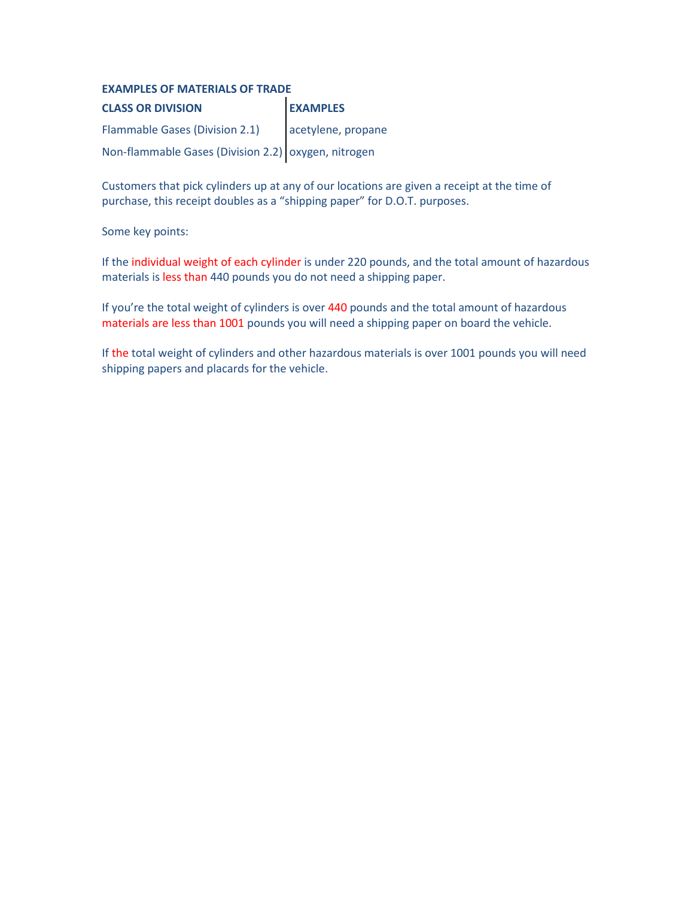**EXAMPLES OF MATERIALS OF TRADE**

| **CLASS OR DIVISION** | **EXAMPLES** |
|---|---|
| Flammable Gases (Division 2.1) | acetylene, propane |
| Non-flammable Gases (Division 2.2) | oxygen, nitrogen |

Customers that pick cylinders up at any of our locations are given a receipt at the time of purchase, this receipt doubles as a "shipping paper" for D.O.T. purposes.

Some key points:

If the individual weight of each cylinder is under 220 pounds, and the total amount of hazardous materials is less than 440 pounds you do not need a shipping paper.

If you're the total weight of cylinders is over 440 pounds and the total amount of hazardous materials are less than 1001 pounds you will need a shipping paper on board the vehicle.

If the total weight of cylinders and other hazardous materials is over 1001 pounds you will need shipping papers and placards for the vehicle.